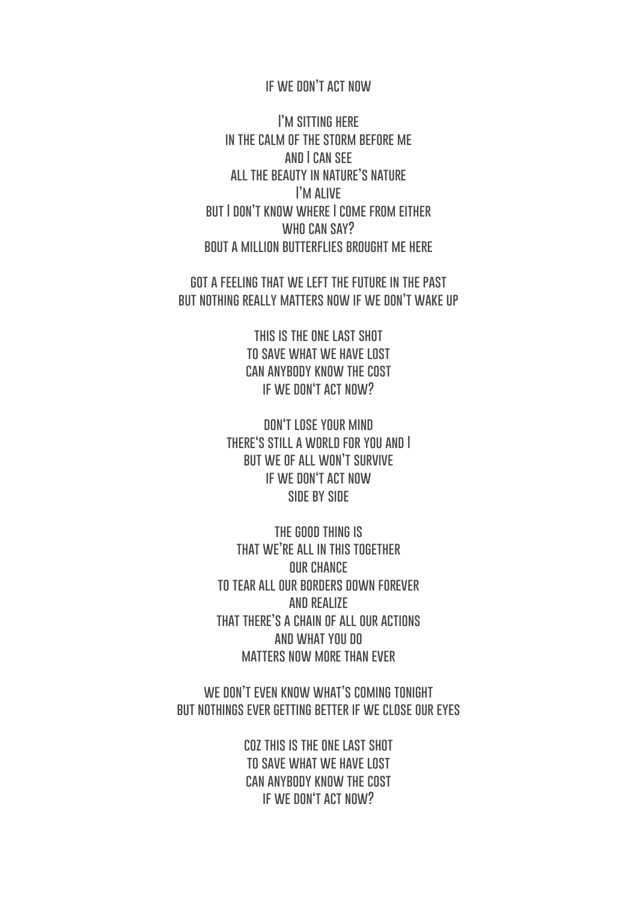# IF WE DON'T ACT NOW

I'M SITTING HERE
IN THE CALM OF THE STORM BEFORE ME
AND I CAN SEE
ALL THE BEAUTY IN NATURE'S NATURE
I'M ALIVE
BUT I DON'T KNOW WHERE I COME FROM EITHER
WHO CAN SAY?
BOUT A MILLION BUTTERFLIES BROUGHT ME HERE

GOT A FEELING THAT WE LEFT THE FUTURE IN THE PAST
BUT NOTHING REALLY MATTERS NOW IF WE DON'T WAKE UP

THIS IS THE ONE LAST SHOT
TO SAVE WHAT WE HAVE LOST
CAN ANYBODY KNOW THE COST
IF WE DON'T ACT NOW?

DON'T LOSE YOUR MIND
THERE'S STILL A WORLD FOR YOU AND I
BUT WE OF ALL WON'T SURVIVE
IF WE DON'T ACT NOW
SIDE BY SIDE

THE GOOD THING IS
THAT WE'RE ALL IN THIS TOGETHER
OUR CHANCE
TO TEAR ALL OUR BORDERS DOWN FOREVER
AND REALIZE
THAT THERE'S A CHAIN OF ALL OUR ACTIONS
AND WHAT YOU DO
MATTERS NOW MORE THAN EVER

WE DON'T EVEN KNOW WHAT'S COMING TONIGHT
BUT NOTHINGS EVER GETTING BETTER IF WE CLOSE OUR EYES

COZ THIS IS THE ONE LAST SHOT
TO SAVE WHAT WE HAVE LOST
CAN ANYBODY KNOW THE COST
IF WE DON'T ACT NOW?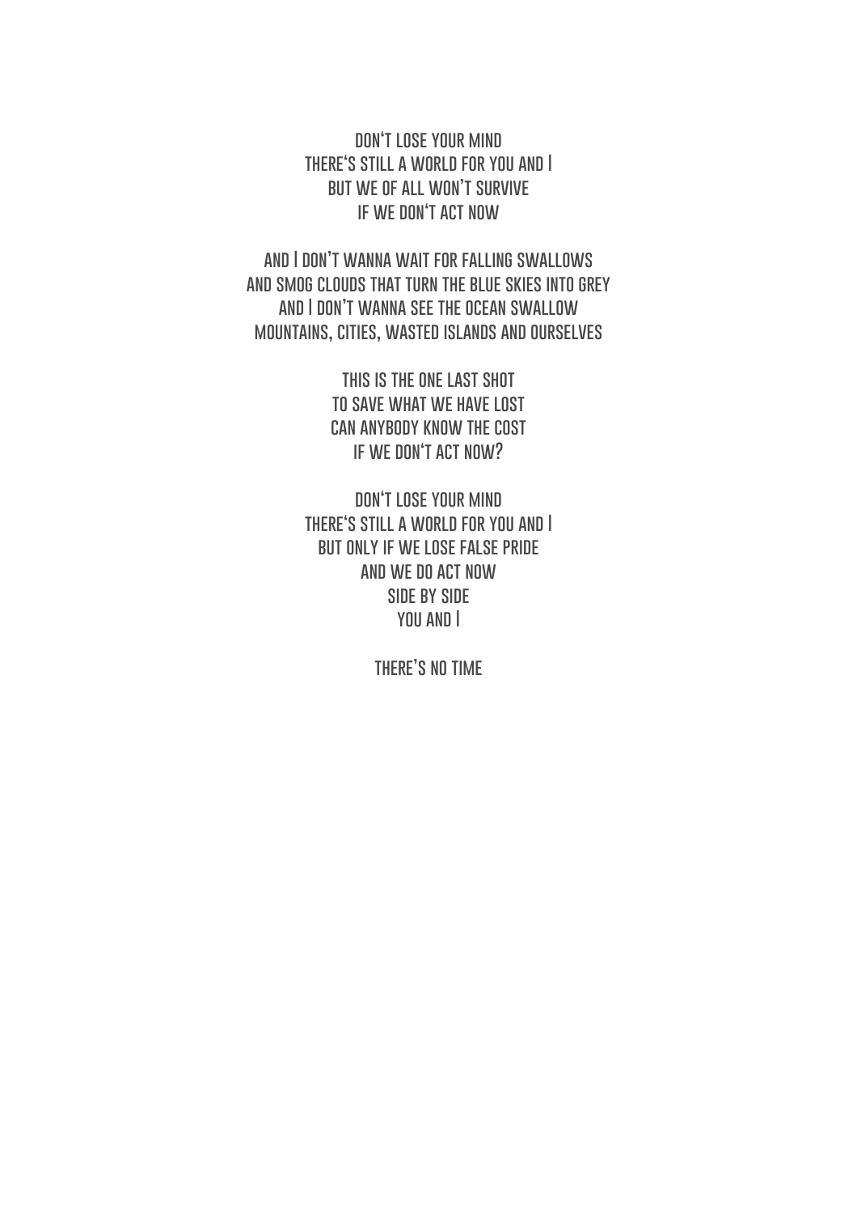don't lose your mind
there's still a world for you and I
but we of all won't survive
if we don't act now

and I don't wanna wait for falling swallows
and smog clouds that turn the blue skies into grey
and I don't wanna see the ocean swallow
mountains, cities, wasted islands and ourselves

this is the one last shot
to save what we have lost
can anybody know the cost
if we don't act now?

don't lose your mind
there's still a world for you and I
but only if we lose false pride
and we do act now
side by side
you and I

there's no time